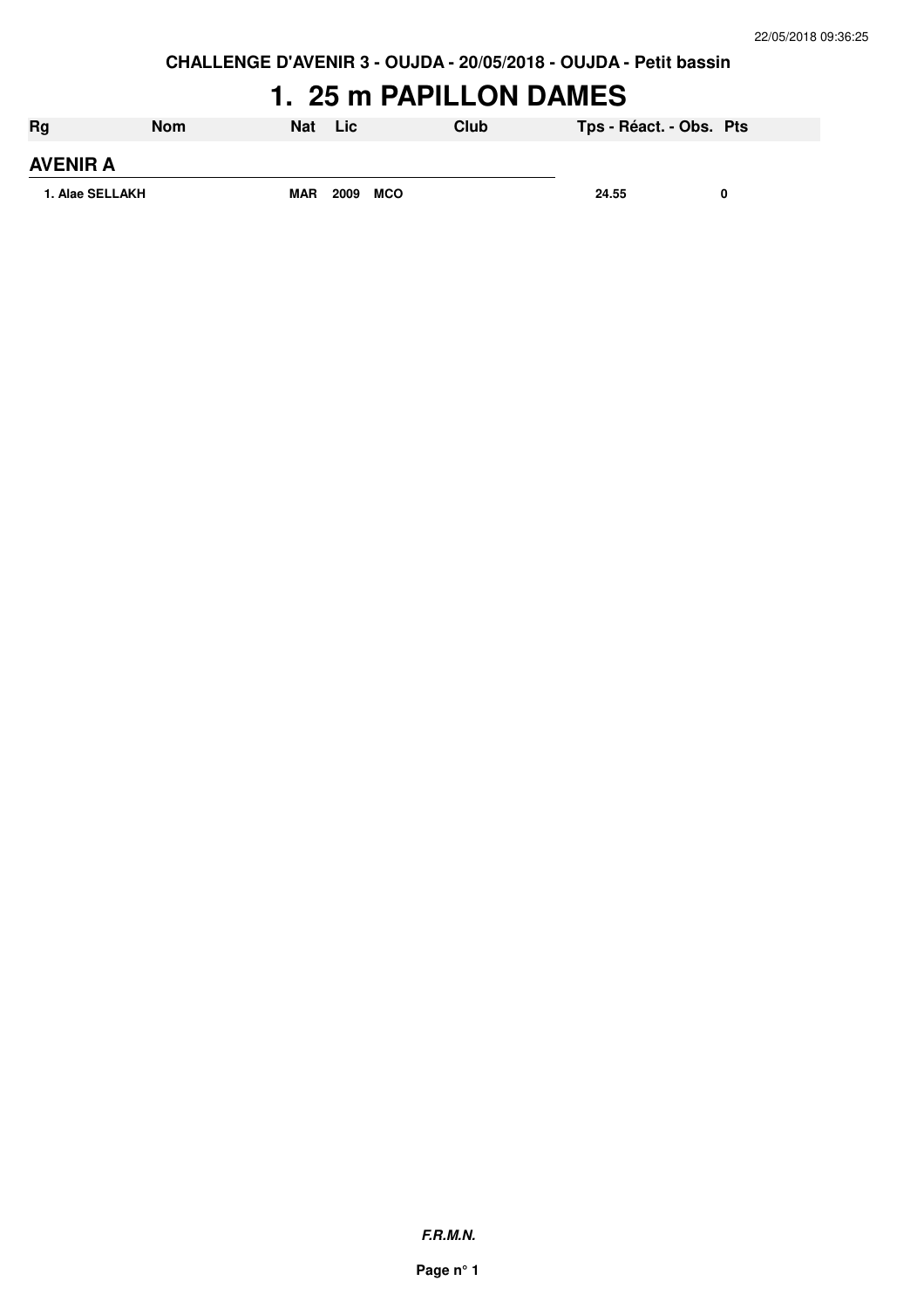**CHALLENGE D'AVENIR 3 - OUJDA - 20/05/2018 - OUJDA - Petit bassin**

# 1. 25 m PAPILLON DAMES

| Rg | Nom | Nat | Lic | Club | Tps - Réact. - Obs. | Pts |
|---|---|---|---|---|---|---|
| **AVENIR A** | | | | | | |
| 1. Alae SELLAKH | | MAR | 2009 | MCO | 24.55 | 0 |

***F.R.M.N.***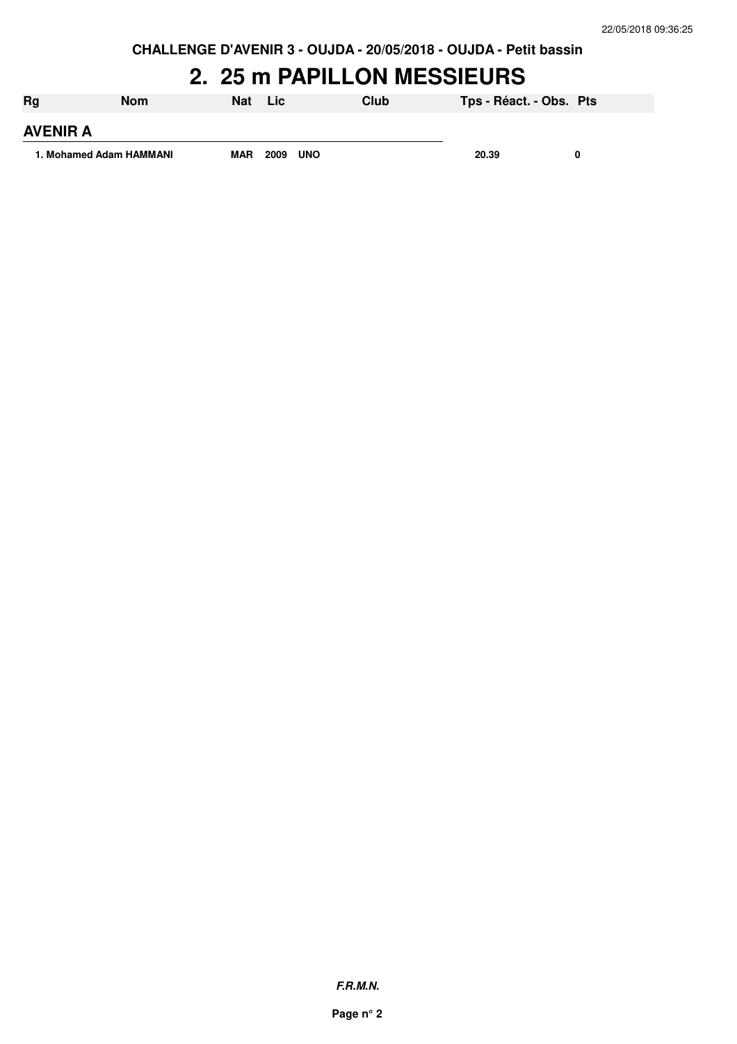CHALLENGE D'AVENIR 3 - OUJDA - 20/05/2018 - OUJDA - Petit bassin

# 2. 25 m PAPILLON MESSIEURS

| Rg | Nom | Nat | Lic | Club | Tps - Réact. - Obs. | Pts |
|---|---|---|---|---|---|---|
| **AVENIR A** | | | | | | |
| 1. | Mohamed Adam HAMMANI | MAR | 2009 | UNO | 20.39 | 0 |

*F.R.M.N.*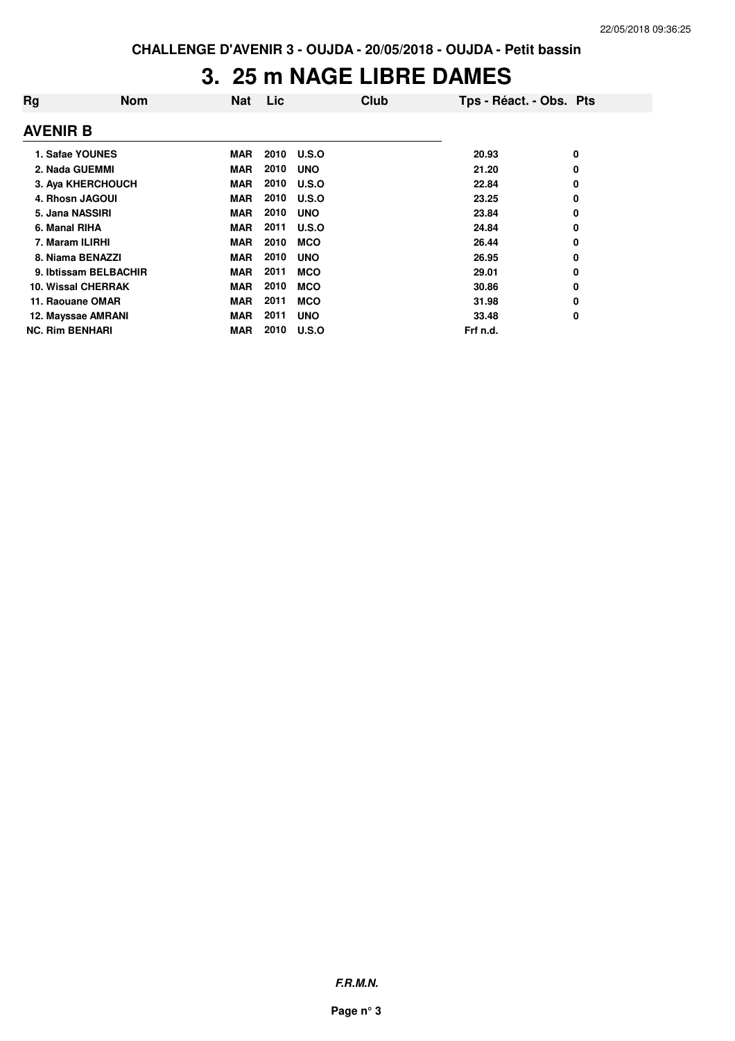CHALLENGE D'AVENIR 3 - OUJDA - 20/05/2018 - OUJDA - Petit bassin

# 3. 25 m NAGE LIBRE DAMES

## AVENIR B

| Rg | Nom | Nat | Lic | Club | Tps - Réact. - Obs. | Pts |
|---|---|---|---|---|---|---|
| 1. | Safae YOUNES | MAR | 2010 | U.S.O | 20.93 | 0 |
| 2. | Nada GUEMMI | MAR | 2010 | UNO | 21.20 | 0 |
| 3. | Aya KHERCHOUCH | MAR | 2010 | U.S.O | 22.84 | 0 |
| 4. | Rhosn JAGOUI | MAR | 2010 | U.S.O | 23.25 | 0 |
| 5. | Jana NASSIRI | MAR | 2010 | UNO | 23.84 | 0 |
| 6. | Manal RIHA | MAR | 2011 | U.S.O | 24.84 | 0 |
| 7. | Maram ILIRHI | MAR | 2010 | MCO | 26.44 | 0 |
| 8. | Niama BENAZZI | MAR | 2010 | UNO | 26.95 | 0 |
| 9. | Ibtissam BELBACHIR | MAR | 2011 | MCO | 29.01 | 0 |
| 10. | Wissal CHERRAK | MAR | 2010 | MCO | 30.86 | 0 |
| 11. | Raouane OMAR | MAR | 2011 | MCO | 31.98 | 0 |
| 12. | Mayssae AMRANI | MAR | 2011 | UNO | 33.48 | 0 |
| NC. | Rim BENHARI | MAR | 2010 | U.S.O | Frf n.d. | |

*F.R.M.N.*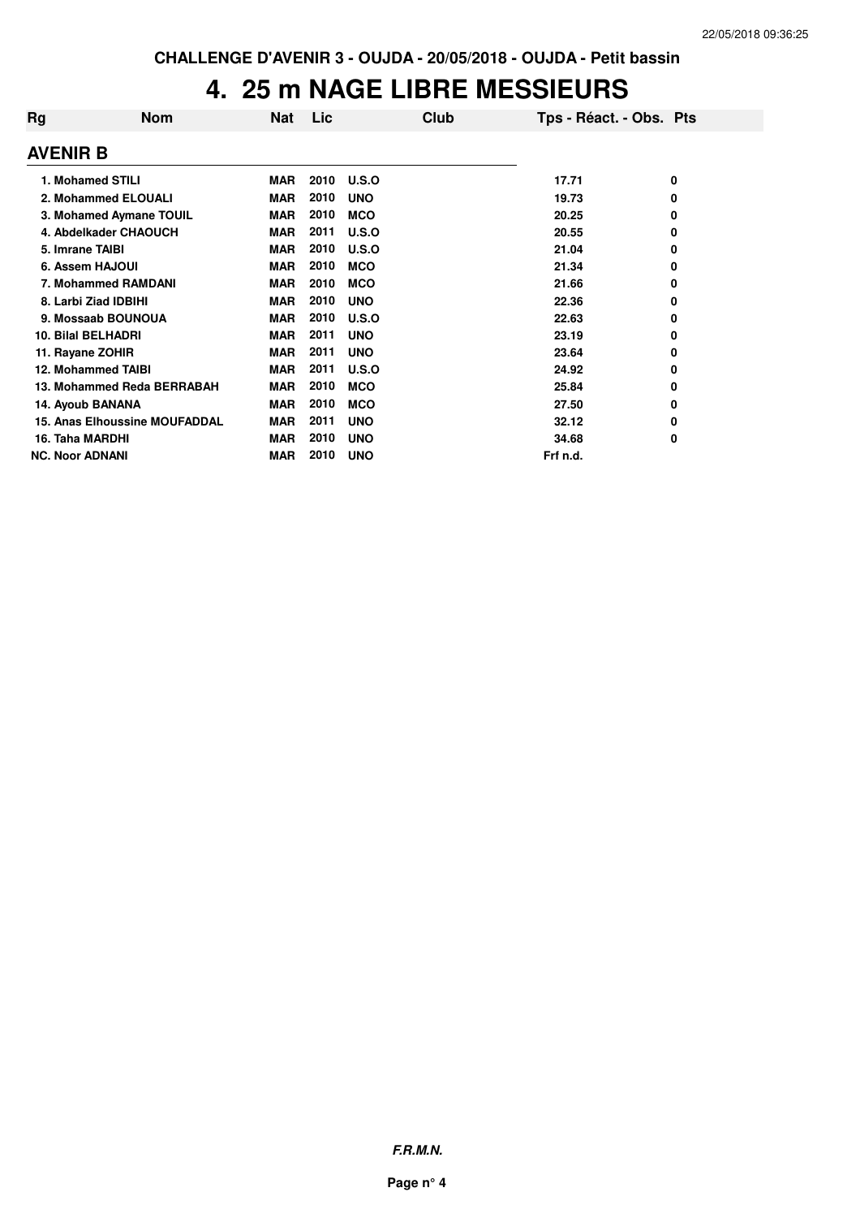**CHALLENGE D'AVENIR 3 - OUJDA - 20/05/2018 - OUJDA - Petit bassin**

# 4. 25 m NAGE LIBRE MESSIEURS

| Rg | Nom | Nat | Lic | Club | Tps - Réact. - Obs. | Pts |
|---|---|---|---|---|---|---|
| **AVENIR B** | | | | | | |
| 1. | Mohamed STILI | MAR | 2010 | U.S.O | 17.71 | 0 |
| 2. | Mohammed ELOUALI | MAR | 2010 | UNO | 19.73 | 0 |
| 3. | Mohamed Aymane TOUIL | MAR | 2010 | MCO | 20.25 | 0 |
| 4. | Abdelkader CHAOUCH | MAR | 2011 | U.S.O | 20.55 | 0 |
| 5. | Imrane TAIBI | MAR | 2010 | U.S.O | 21.04 | 0 |
| 6. | Assem HAJOUI | MAR | 2010 | MCO | 21.34 | 0 |
| 7. | Mohammed RAMDANI | MAR | 2010 | MCO | 21.66 | 0 |
| 8. | Larbi Ziad IDBIHI | MAR | 2010 | UNO | 22.36 | 0 |
| 9. | Mossaab BOUNOUA | MAR | 2010 | U.S.O | 22.63 | 0 |
| 10. | Bilal BELHADRI | MAR | 2011 | UNO | 23.19 | 0 |
| 11. | Rayane ZOHIR | MAR | 2011 | UNO | 23.64 | 0 |
| 12. | Mohammed TAIBI | MAR | 2011 | U.S.O | 24.92 | 0 |
| 13. | Mohammed Reda BERRABAH | MAR | 2010 | MCO | 25.84 | 0 |
| 14. | Ayoub BANANA | MAR | 2010 | MCO | 27.50 | 0 |
| 15. | Anas Elhoussine MOUFADDAL | MAR | 2011 | UNO | 32.12 | 0 |
| 16. | Taha MARDHI | MAR | 2010 | UNO | 34.68 | 0 |
| NC. | Noor ADNANI | MAR | 2010 | UNO | Frf n.d. | |

***F.R.M.N.***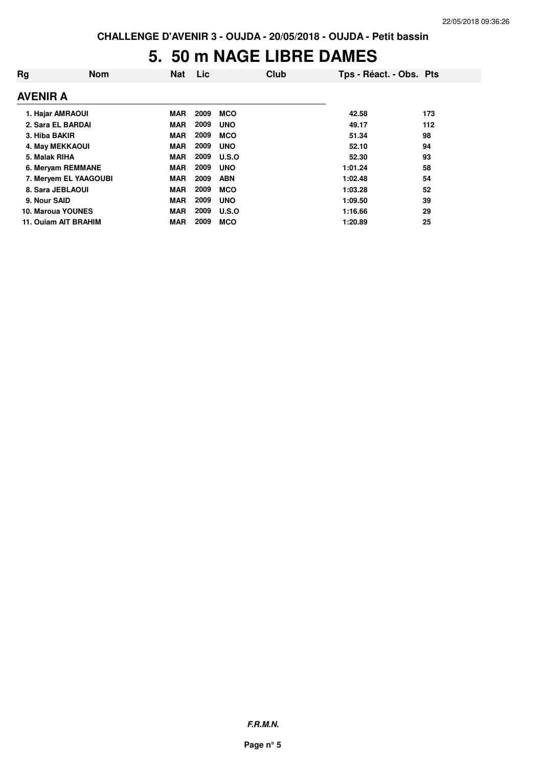CHALLENGE D'AVENIR 3 - OUJDA - 20/05/2018 - OUJDA - Petit bassin

# 5. 50 m NAGE LIBRE DAMES

| Rg | Nom | Nat | Lic | Club | Tps - Réact. - Obs. | Pts |
|---|---|---|---|---|---|---|
| **AVENIR A** | | | | | | |
| 1. | Hajar AMRAOUI | MAR | 2009 | MCO | 42.58 | 173 |
| 2. | Sara EL BARDAI | MAR | 2009 | UNO | 49.17 | 112 |
| 3. | Hiba BAKIR | MAR | 2009 | MCO | 51.34 | 98 |
| 4. | May MEKKAOUI | MAR | 2009 | UNO | 52.10 | 94 |
| 5. | Malak RIHA | MAR | 2009 | U.S.O | 52.30 | 93 |
| 6. | Meryam REMMANE | MAR | 2009 | UNO | 1:01.24 | 58 |
| 7. | Meryem EL YAAGOUBI | MAR | 2009 | ABN | 1:02.48 | 54 |
| 8. | Sara JEBLAOUI | MAR | 2009 | MCO | 1:03.28 | 52 |
| 9. | Nour SAID | MAR | 2009 | UNO | 1:09.50 | 39 |
| 10. | Maroua YOUNES | MAR | 2009 | U.S.O | 1:16.66 | 29 |
| 11. | Ouiam AIT BRAHIM | MAR | 2009 | MCO | 1:20.89 | 25 |

*F.R.M.N.*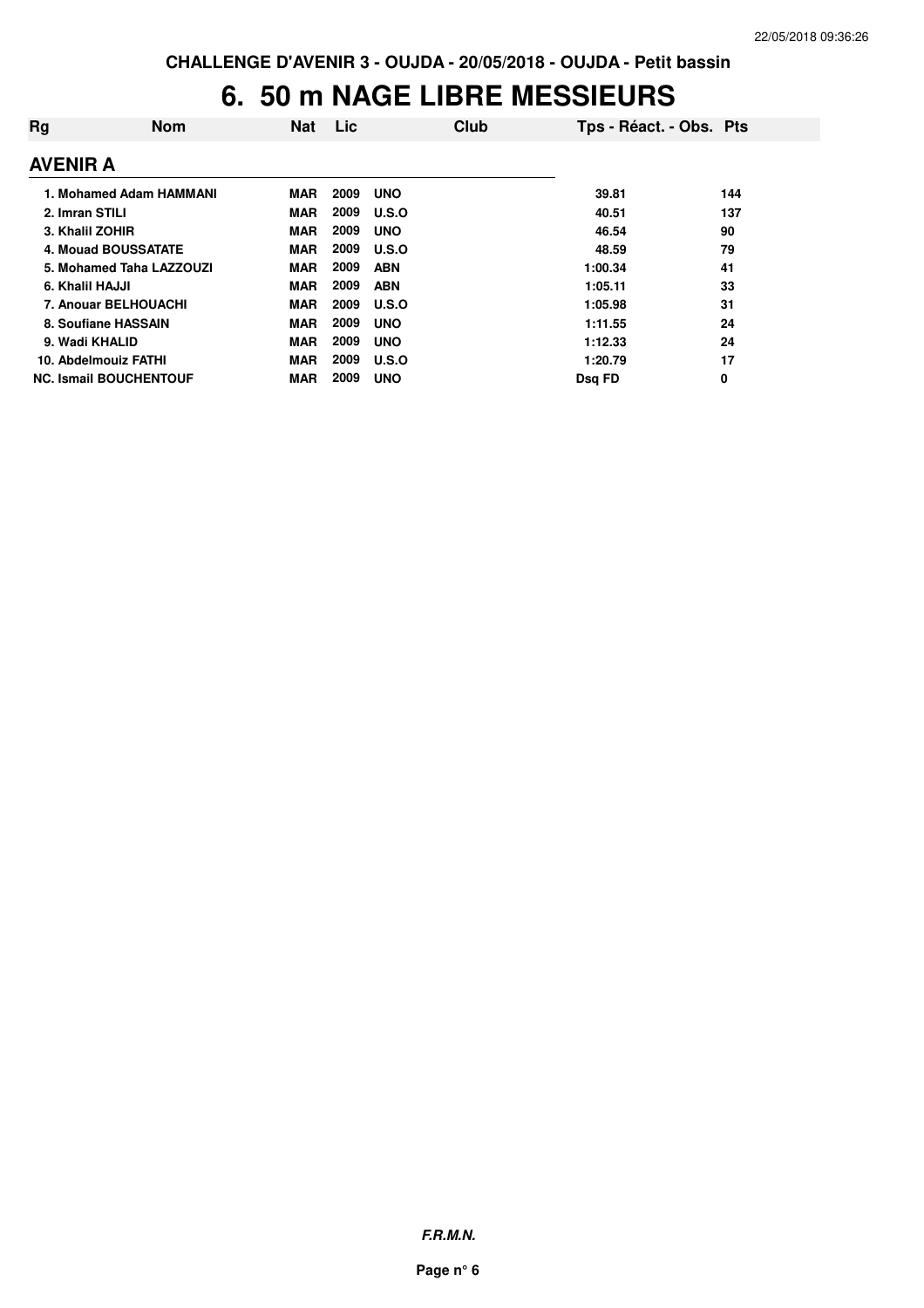CHALLENGE D'AVENIR 3 - OUJDA - 20/05/2018 - OUJDA - Petit bassin

# 6. 50 m NAGE LIBRE MESSIEURS

| Rg | Nom | Nat | Lic | Club | Tps - Réact. - Obs. | Pts |
|---|---|---|---|---|---|---|
| **AVENIR A** | | | | | | |
| 1. | Mohamed Adam HAMMANI | MAR | 2009 | UNO | 39.81 | 144 |
| 2. | Imran STILI | MAR | 2009 | U.S.O | 40.51 | 137 |
| 3. | Khalil ZOHIR | MAR | 2009 | UNO | 46.54 | 90 |
| 4. | Mouad BOUSSATATE | MAR | 2009 | U.S.O | 48.59 | 79 |
| 5. | Mohamed Taha LAZZOUZI | MAR | 2009 | ABN | 1:00.34 | 41 |
| 6. | Khalil HAJJI | MAR | 2009 | ABN | 1:05.11 | 33 |
| 7. | Anouar BELHOUACHI | MAR | 2009 | U.S.O | 1:05.98 | 31 |
| 8. | Soufiane HASSAIN | MAR | 2009 | UNO | 1:11.55 | 24 |
| 9. | Wadi KHALID | MAR | 2009 | UNO | 1:12.33 | 24 |
| 10. | Abdelmouiz FATHI | MAR | 2009 | U.S.O | 1:20.79 | 17 |
| NC. | Ismail BOUCHENTOUF | MAR | 2009 | UNO | Dsq FD | 0 |

*F.R.M.N.*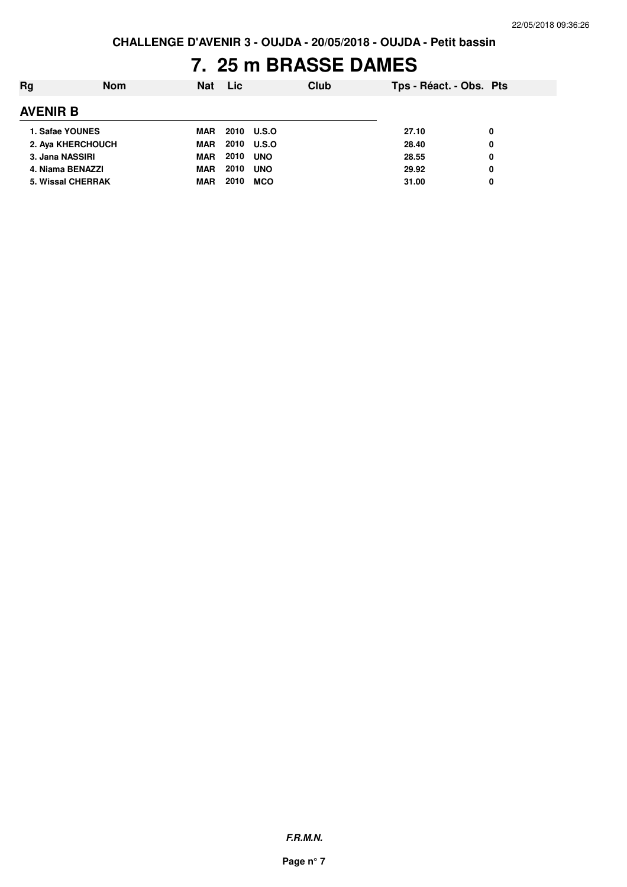**CHALLENGE D'AVENIR 3 - OUJDA - 20/05/2018 - OUJDA - Petit bassin**

# 7. 25 m BRASSE DAMES

| Rg | Nom | Nat | Lic | Club | Tps - Réact. - Obs. | Pts |
|---|---|---|---|---|---|---|
| **AVENIR B** | | | | | | |
| 1. | Safae YOUNES | MAR | 2010 | U.S.O | 27.10 | 0 |
| 2. | Aya KHERCHOUCH | MAR | 2010 | U.S.O | 28.40 | 0 |
| 3. | Jana NASSIRI | MAR | 2010 | UNO | 28.55 | 0 |
| 4. | Niama BENAZZI | MAR | 2010 | UNO | 29.92 | 0 |
| 5. | Wissal CHERRAK | MAR | 2010 | MCO | 31.00 | 0 |

***F.R.M.N.***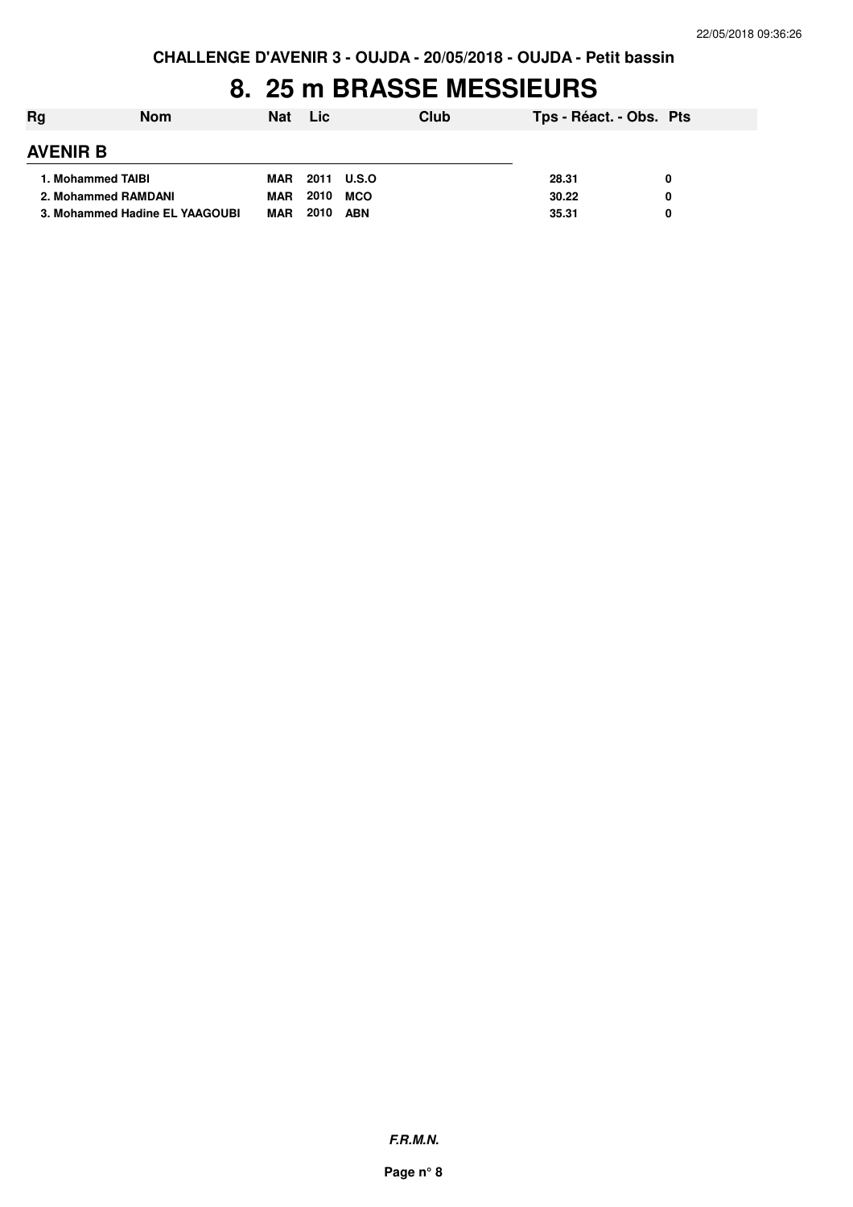**CHALLENGE D'AVENIR 3 - OUJDA - 20/05/2018 - OUJDA - Petit bassin**

# 8. 25 m BRASSE MESSIEURS

| Rg | Nom | Nat | Lic | Club | Tps - Réact. - Obs. | Pts |
|---|---|---|---|---|---|---|
| **AVENIR B** | | | | | | |
| 1. | Mohammed TAIBI | MAR | 2011 | U.S.O | 28.31 | 0 |
| 2. | Mohammed RAMDANI | MAR | 2010 | MCO | 30.22 | 0 |
| 3. | Mohammed Hadine EL YAAGOUBI | MAR | 2010 | ABN | 35.31 | 0 |

***F.R.M.N.***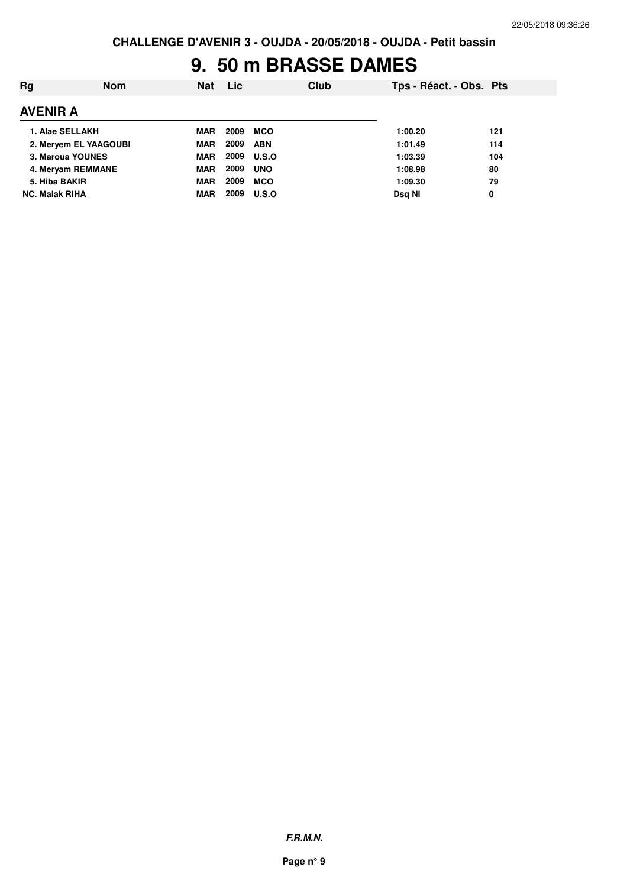# 9. 50 m BRASSE DAMES

| Rg | Nom | Nat | Lic | Club | Tps - Réact. - Obs. | Pts |
|---|---|---|---|---|---|---|
| **AVENIR A** | | | | | | |
| 1. | Alae SELLAKH | MAR | 2009 | MCO | 1:00.20 | 121 |
| 2. | Meryem EL YAAGOUBI | MAR | 2009 | ABN | 1:01.49 | 114 |
| 3. | Maroua YOUNES | MAR | 2009 | U.S.O | 1:03.39 | 104 |
| 4. | Meryam REMMANE | MAR | 2009 | UNO | 1:08.98 | 80 |
| 5. | Hiba BAKIR | MAR | 2009 | MCO | 1:09.30 | 79 |
| NC. | Malak RIHA | MAR | 2009 | U.S.O | Dsq NI | 0 |

***F.R.M.N.***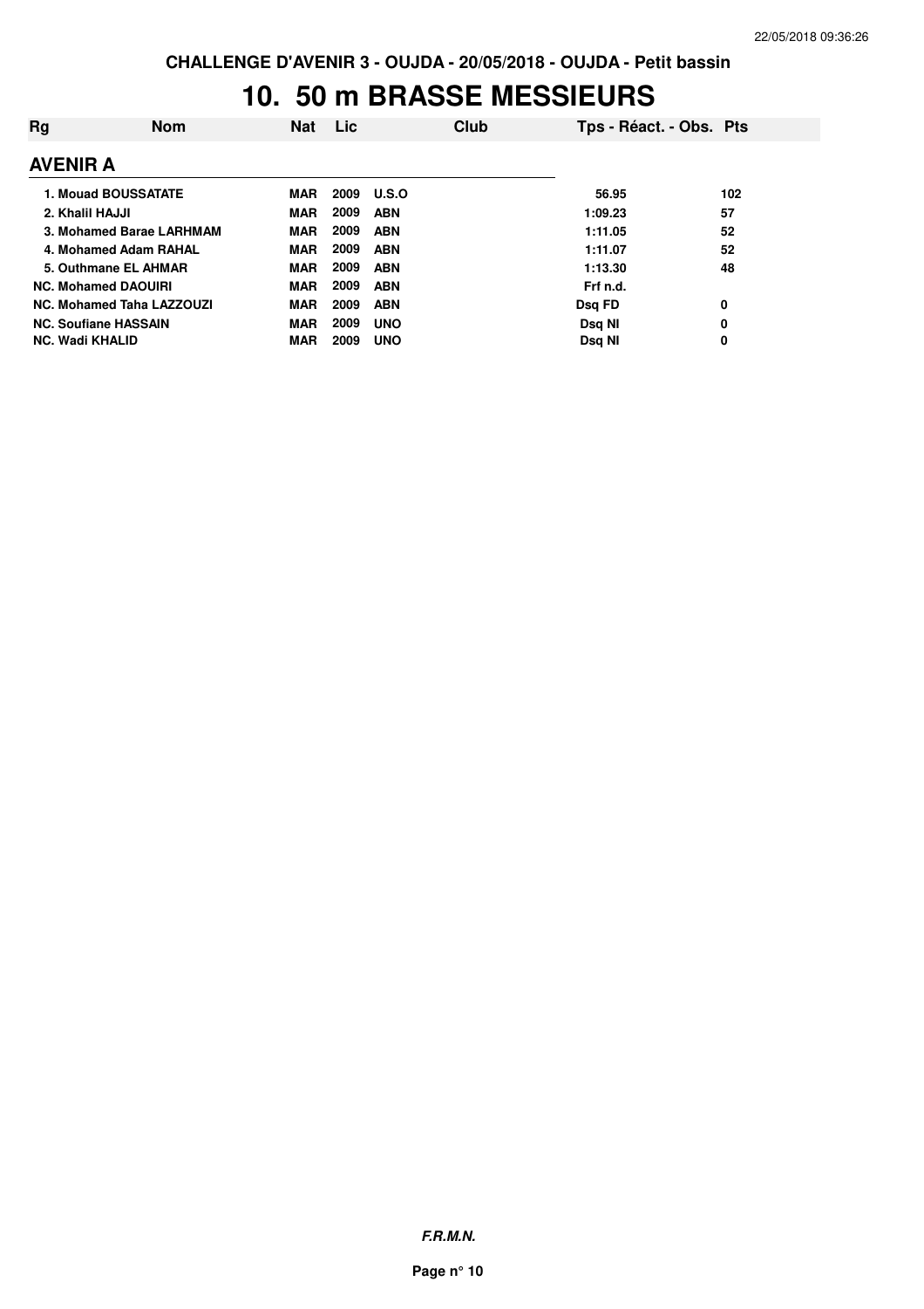CHALLENGE D'AVENIR 3 - OUJDA - 20/05/2018 - OUJDA - Petit bassin

# 10. 50 m BRASSE MESSIEURS

| Rg | Nom | Nat | Lic | Club | Tps - Réact. - Obs. | Pts |
|---|---|---|---|---|---|---|
| **AVENIR A** | | | | | | |
| 1. | Mouad BOUSSATATE | MAR | 2009 | U.S.O | 56.95 | 102 |
| 2. | Khalil HAJJI | MAR | 2009 | ABN | 1:09.23 | 57 |
| 3. | Mohamed Barae LARHMAM | MAR | 2009 | ABN | 1:11.05 | 52 |
| 4. | Mohamed Adam RAHAL | MAR | 2009 | ABN | 1:11.07 | 52 |
| 5. | Outhmane EL AHMAR | MAR | 2009 | ABN | 1:13.30 | 48 |
| NC. | Mohamed DAOUIRI | MAR | 2009 | ABN | Frf n.d. | |
| NC. | Mohamed Taha LAZZOUZI | MAR | 2009 | ABN | Dsq FD | 0 |
| NC. | Soufiane HASSAIN | MAR | 2009 | UNO | Dsq NI | 0 |
| NC. | Wadi KHALID | MAR | 2009 | UNO | Dsq NI | 0 |

***F.R.M.N.***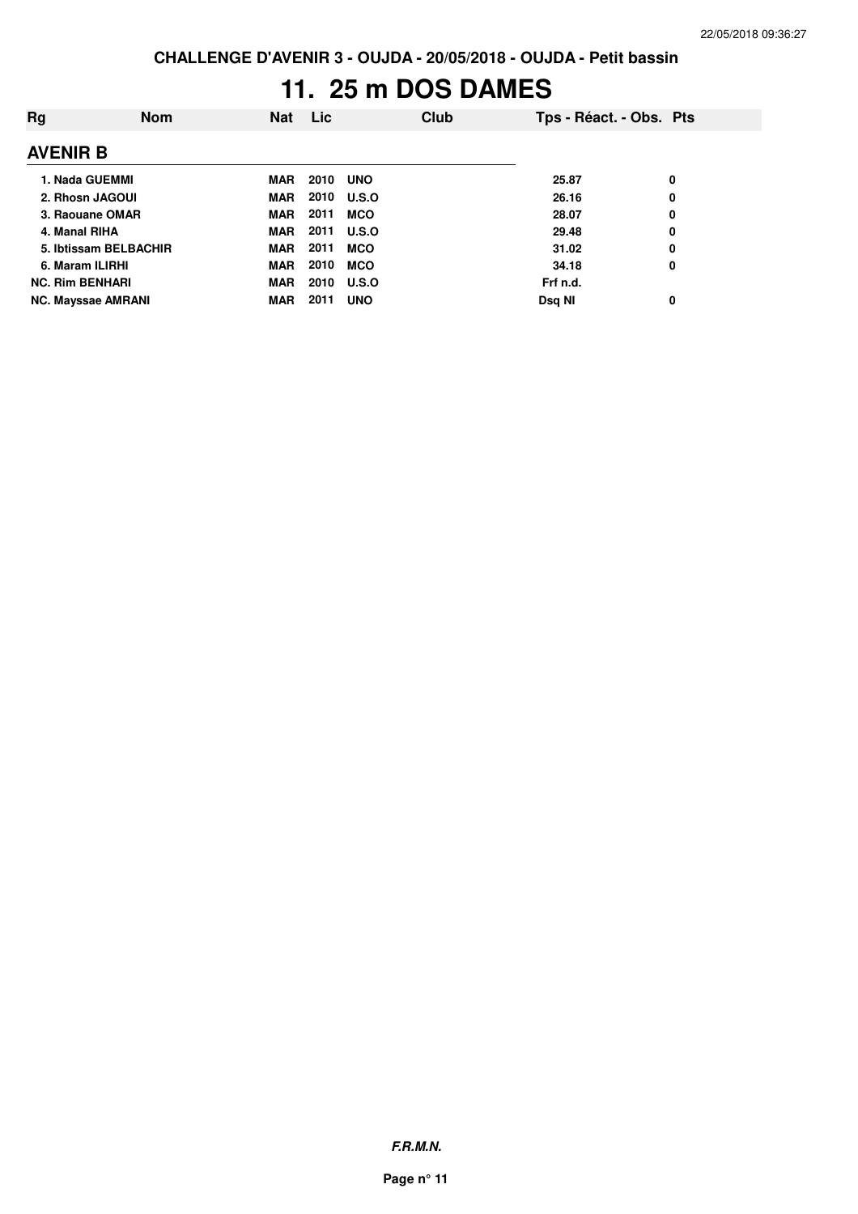# 11. 25 m DOS DAMES

| Rg | Nom | Nat | Lic | Club | Tps - Réact. - Obs. | Pts |
|---|---|---|---|---|---|---|
| **AVENIR B** | | | | | | |
| 1. | Nada GUEMMI | MAR | 2010 | UNO | 25.87 | 0 |
| 2. | Rhosn JAGOUI | MAR | 2010 | U.S.O | 26.16 | 0 |
| 3. | Raouane OMAR | MAR | 2011 | MCO | 28.07 | 0 |
| 4. | Manal RIHA | MAR | 2011 | U.S.O | 29.48 | 0 |
| 5. | Ibtissam BELBACHIR | MAR | 2011 | MCO | 31.02 | 0 |
| 6. | Maram ILIRHI | MAR | 2010 | MCO | 34.18 | 0 |
| NC. | Rim BENHARI | MAR | 2010 | U.S.O | Frf n.d. | |
| NC. | Mayssae AMRANI | MAR | 2011 | UNO | Dsq NI | 0 |

***F.R.M.N.***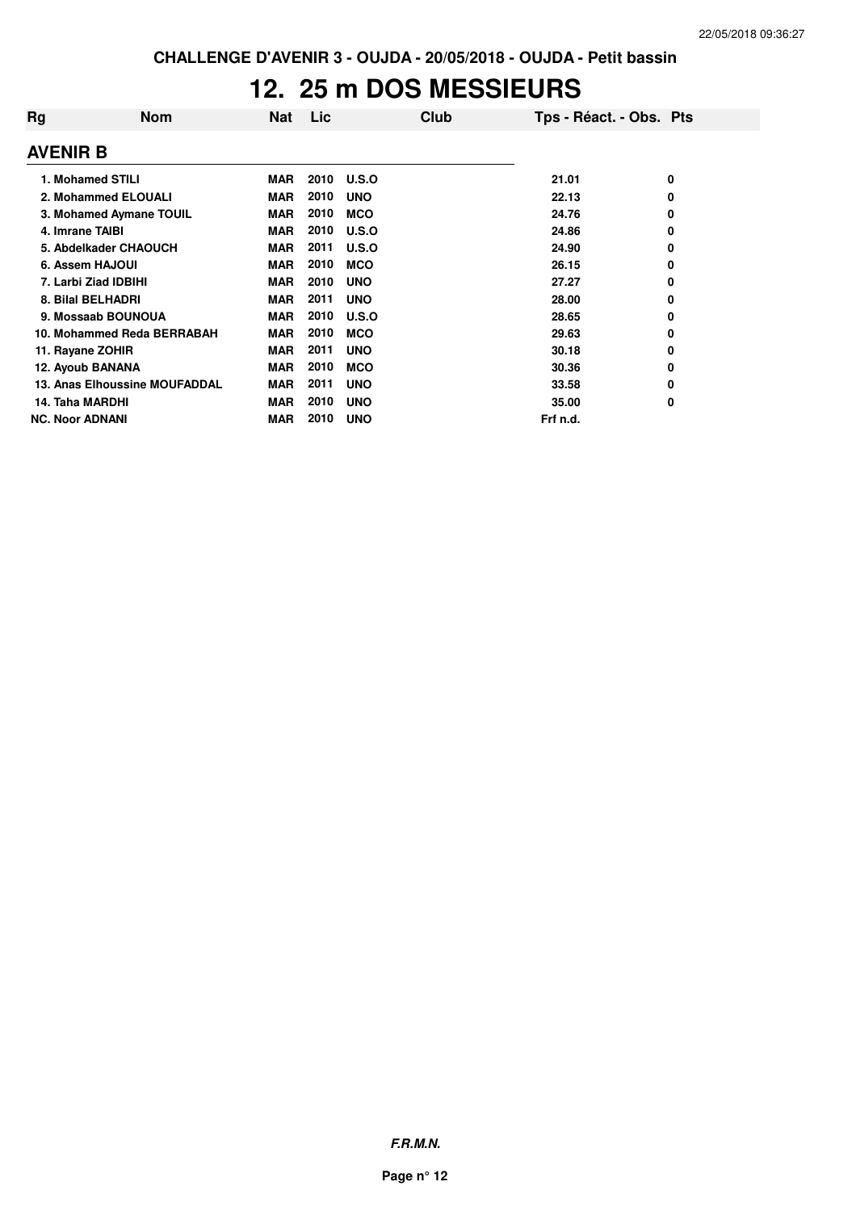CHALLENGE D'AVENIR 3 - OUJDA - 20/05/2018 - OUJDA - Petit bassin

# 12. 25 m DOS MESSIEURS

| Rg | Nom | Nat | Lic | Club | Tps - Réact. - Obs. | Pts |
| --- | --- | --- | --- | --- | --- | --- |
| **AVENIR B** | | | | | | |
| 1. | Mohamed STILI | MAR | 2010 | U.S.O | 21.01 | 0 |
| 2. | Mohammed ELOUALI | MAR | 2010 | UNO | 22.13 | 0 |
| 3. | Mohamed Aymane TOUIL | MAR | 2010 | MCO | 24.76 | 0 |
| 4. | Imrane TAIBI | MAR | 2010 | U.S.O | 24.86 | 0 |
| 5. | Abdelkader CHAOUCH | MAR | 2011 | U.S.O | 24.90 | 0 |
| 6. | Assem HAJOUI | MAR | 2010 | MCO | 26.15 | 0 |
| 7. | Larbi Ziad IDBIHI | MAR | 2010 | UNO | 27.27 | 0 |
| 8. | Bilal BELHADRI | MAR | 2011 | UNO | 28.00 | 0 |
| 9. | Mossaab BOUNOUA | MAR | 2010 | U.S.O | 28.65 | 0 |
| 10. | Mohammed Reda BERRABAH | MAR | 2010 | MCO | 29.63 | 0 |
| 11. | Rayane ZOHIR | MAR | 2011 | UNO | 30.18 | 0 |
| 12. | Ayoub BANANA | MAR | 2010 | MCO | 30.36 | 0 |
| 13. | Anas Elhoussine MOUFADDAL | MAR | 2011 | UNO | 33.58 | 0 |
| 14. | Taha MARDHI | MAR | 2010 | UNO | 35.00 | 0 |
| NC. | Noor ADNANI | MAR | 2010 | UNO | Frf n.d. | |

***F.R.M.N.***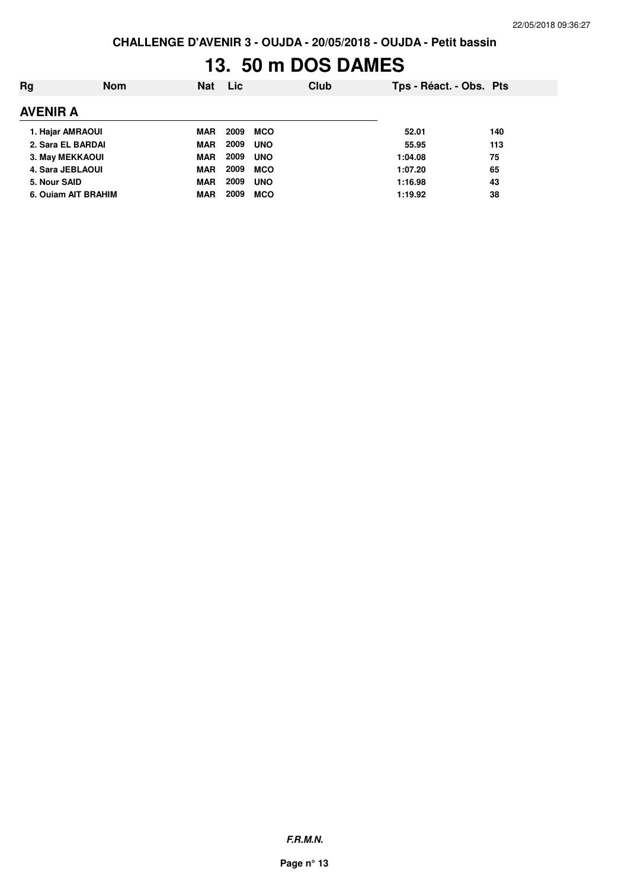# 13. 50 m DOS DAMES

| Rg | Nom | Nat | Lic | Club | Tps - Réact. - Obs. | Pts |
|---|---|---|---|---|---|---|
| **AVENIR A** | | | | | | |
| 1. Hajar AMRAOUI | | MAR | 2009 | MCO | 52.01 | 140 |
| 2. Sara EL BARDAI | | MAR | 2009 | UNO | 55.95 | 113 |
| 3. May MEKKAOUI | | MAR | 2009 | UNO | 1:04.08 | 75 |
| 4. Sara JEBLAOUI | | MAR | 2009 | MCO | 1:07.20 | 65 |
| 5. Nour SAID | | MAR | 2009 | UNO | 1:16.98 | 43 |
| 6. Ouiam AIT BRAHIM | | MAR | 2009 | MCO | 1:19.92 | 38 |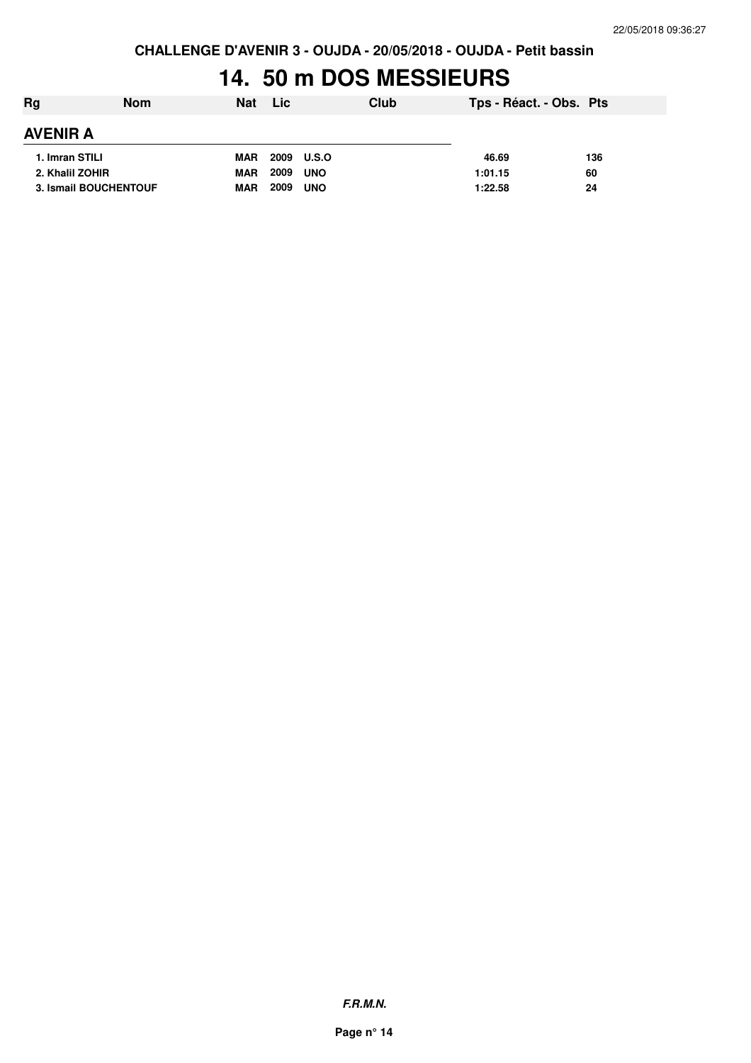**CHALLENGE D'AVENIR 3 - OUJDA - 20/05/2018 - OUJDA - Petit bassin**

# 14. 50 m DOS MESSIEURS

| Rg | Nom | Nat | Lic | Club | Tps - Réact. - Obs. | Pts |
|---|---|---|---|---|---|---|
| **AVENIR A** | | | | | | |
| 1. Imran STILI | | MAR | 2009 | U.S.O | 46.69 | 136 |
| 2. Khalil ZOHIR | | MAR | 2009 | UNO | 1:01.15 | 60 |
| 3. Ismail BOUCHENTOUF | | MAR | 2009 | UNO | 1:22.58 | 24 |

***F.R.M.N.***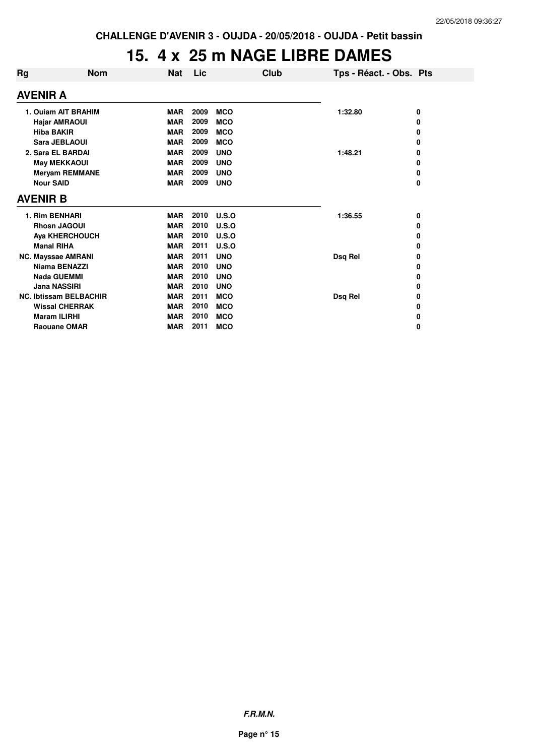CHALLENGE D'AVENIR 3 - OUJDA - 20/05/2018 - OUJDA - Petit bassin

# 15. 4 x 25 m NAGE LIBRE DAMES

| Rg | Nom | Nat | Lic | Club | Tps - Réact. - Obs. | Pts |
|---|---|---|---|---|---|---|
| **AVENIR A** | | | | | | |
| 1. | Ouiam AIT BRAHIM | MAR | 2009 | MCO | 1:32.80 | 0 |
| | Hajar AMRAOUI | MAR | 2009 | MCO | | 0 |
| | Hiba BAKIR | MAR | 2009 | MCO | | 0 |
| | Sara JEBLAOUI | MAR | 2009 | MCO | | 0 |
| 2. | Sara EL BARDAI | MAR | 2009 | UNO | 1:48.21 | 0 |
| | May MEKKAOUI | MAR | 2009 | UNO | | 0 |
| | Meryam REMMANE | MAR | 2009 | UNO | | 0 |
| | Nour SAID | MAR | 2009 | UNO | | 0 |
| **AVENIR B** | | | | | | |
| 1. | Rim BENHARI | MAR | 2010 | U.S.O | 1:36.55 | 0 |
| | Rhosn JAGOUI | MAR | 2010 | U.S.O | | 0 |
| | Aya KHERCHOUCH | MAR | 2010 | U.S.O | | 0 |
| | Manal RIHA | MAR | 2011 | U.S.O | | 0 |
| NC. | Mayssae AMRANI | MAR | 2011 | UNO | Dsq Rel | 0 |
| | Niama BENAZZI | MAR | 2010 | UNO | | 0 |
| | Nada GUEMMI | MAR | 2010 | UNO | | 0 |
| | Jana NASSIRI | MAR | 2010 | UNO | | 0 |
| NC. | Ibtissam BELBACHIR | MAR | 2011 | MCO | Dsq Rel | 0 |
| | Wissal CHERRAK | MAR | 2010 | MCO | | 0 |
| | Maram ILIRHI | MAR | 2010 | MCO | | 0 |
| | Raouane OMAR | MAR | 2011 | MCO | | 0 |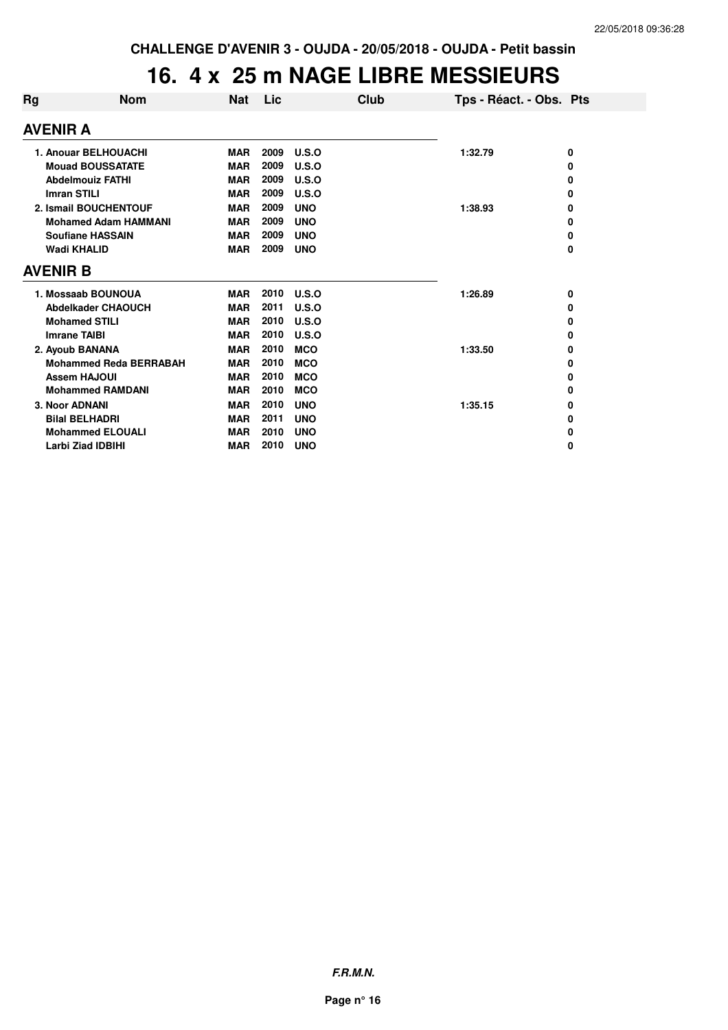CHALLENGE D'AVENIR 3 - OUJDA - 20/05/2018 - OUJDA - Petit bassin

# 16. 4 x 25 m NAGE LIBRE MESSIEURS

| Rg | Nom | Nat | Lic | Club | Tps - Réact. - Obs. | Pts |
|---|---|---|---|---|---|---|
| **AVENIR A** | | | | | | |
| 1. | Anouar BELHOUACHI | MAR | 2009 | U.S.O | 1:32.79 | 0 |
| | Mouad BOUSSATATE | MAR | 2009 | U.S.O | | 0 |
| | Abdelmouiz FATHI | MAR | 2009 | U.S.O | | 0 |
| | Imran STILI | MAR | 2009 | U.S.O | | 0 |
| 2. | Ismail BOUCHENTOUF | MAR | 2009 | UNO | 1:38.93 | 0 |
| | Mohamed Adam HAMMANI | MAR | 2009 | UNO | | 0 |
| | Soufiane HASSAIN | MAR | 2009 | UNO | | 0 |
| | Wadi KHALID | MAR | 2009 | UNO | | 0 |
| **AVENIR B** | | | | | | |
| 1. | Mossaab BOUNOUA | MAR | 2010 | U.S.O | 1:26.89 | 0 |
| | Abdelkader CHAOUCH | MAR | 2011 | U.S.O | | 0 |
| | Mohamed STILI | MAR | 2010 | U.S.O | | 0 |
| | Imrane TAIBI | MAR | 2010 | U.S.O | | 0 |
| 2. | Ayoub BANANA | MAR | 2010 | MCO | 1:33.50 | 0 |
| | Mohammed Reda BERRABAH | MAR | 2010 | MCO | | 0 |
| | Assem HAJOUI | MAR | 2010 | MCO | | 0 |
| | Mohammed RAMDANI | MAR | 2010 | MCO | | 0 |
| 3. | Noor ADNANI | MAR | 2010 | UNO | 1:35.15 | 0 |
| | Bilal BELHADRI | MAR | 2011 | UNO | | 0 |
| | Mohammed ELOUALI | MAR | 2010 | UNO | | 0 |
| | Larbi Ziad IDBIHI | MAR | 2010 | UNO | | 0 |

*F.R.M.N.*